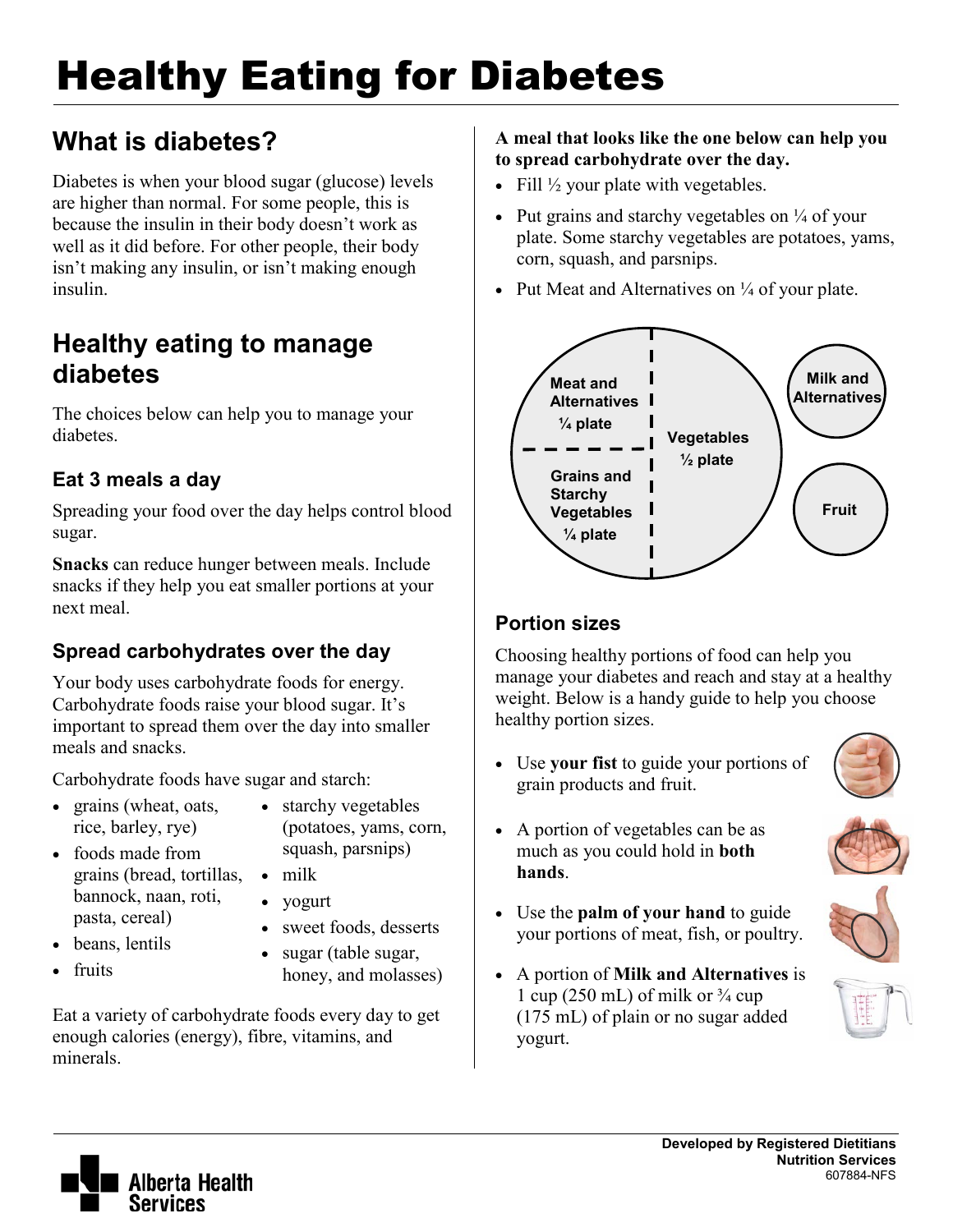# Healthy Eating for Diabetes

## What is diabetes?

Diabetes is when your blood sugar (glucose) levels are higher than normal. For some people, this is because the insulin in their body doesn't work as well as it did before. For other people, their body isn't making any insulin, or isn't making enough insulin.

## Healthy eating to manage diabetes

The choices below can help you to manage your diabetes.

### Eat 3 meals a day

Spreading your food over the day helps control blood sugar.

**Snacks** can reduce hunger between meals. Include snacks if they help you eat smaller portions at your next meal.

### Spread carbohydrates over the day

Your body uses carbohydrate foods for energy. Carbohydrate foods raise your blood sugar. It's important to spread them over the day into smaller meals and snacks.

Carbohydrate foods have sugar and starch:

- grains (wheat, oats, rice, barley, rye)
- foods made from grains (bread, tortillas, bannock, naan, roti, pasta, cereal)
- beans, lentils
- fruits
- starchy vegetables (potatoes, yams, corn, squash, parsnips)
- milk
- yogurt
- sweet foods, desserts
- sugar (table sugar, honey, and molasses)

Eat a variety of carbohydrate foods every day to get enough calories (energy), fibre, vitamins, and minerals.

**A meal that looks like the one below can help you to spread carbohydrate over the day.**

- Fill ½ your plate with vegetables.
- Put grains and starchy vegetables on ¼ of your plate. Some starchy vegetables are potatoes, yams, corn, squash, and parsnips.
- Put Meat and Alternatives on ¼ of your plate.

Meat and Alternatives ¼ plate

Grains and Starchy Vegetables ¼ plate

Vegetables ½ plate

Milk and Alternatives

Fruit

### Portion sizes

Choosing healthy portions of food can help you manage your diabetes and reach and stay at a healthy weight. Below is a handy guide to help you choose healthy portion sizes.

- Use **your fist** to guide your portions of grain products and fruit.
- A portion of vegetables can be as much as you could hold in **both hands**.
- Use the **palm of your hand** to guide your portions of meat, fish, or poultry.
- A portion of **Milk and Alternatives** is 1 cup (250 mL) of milk or ¾ cup (175 mL) of plain or no sugar added yogurt.

**Developed by Registered Dietitians**
**Nutrition Services**
607884-NFS

Alberta Health Services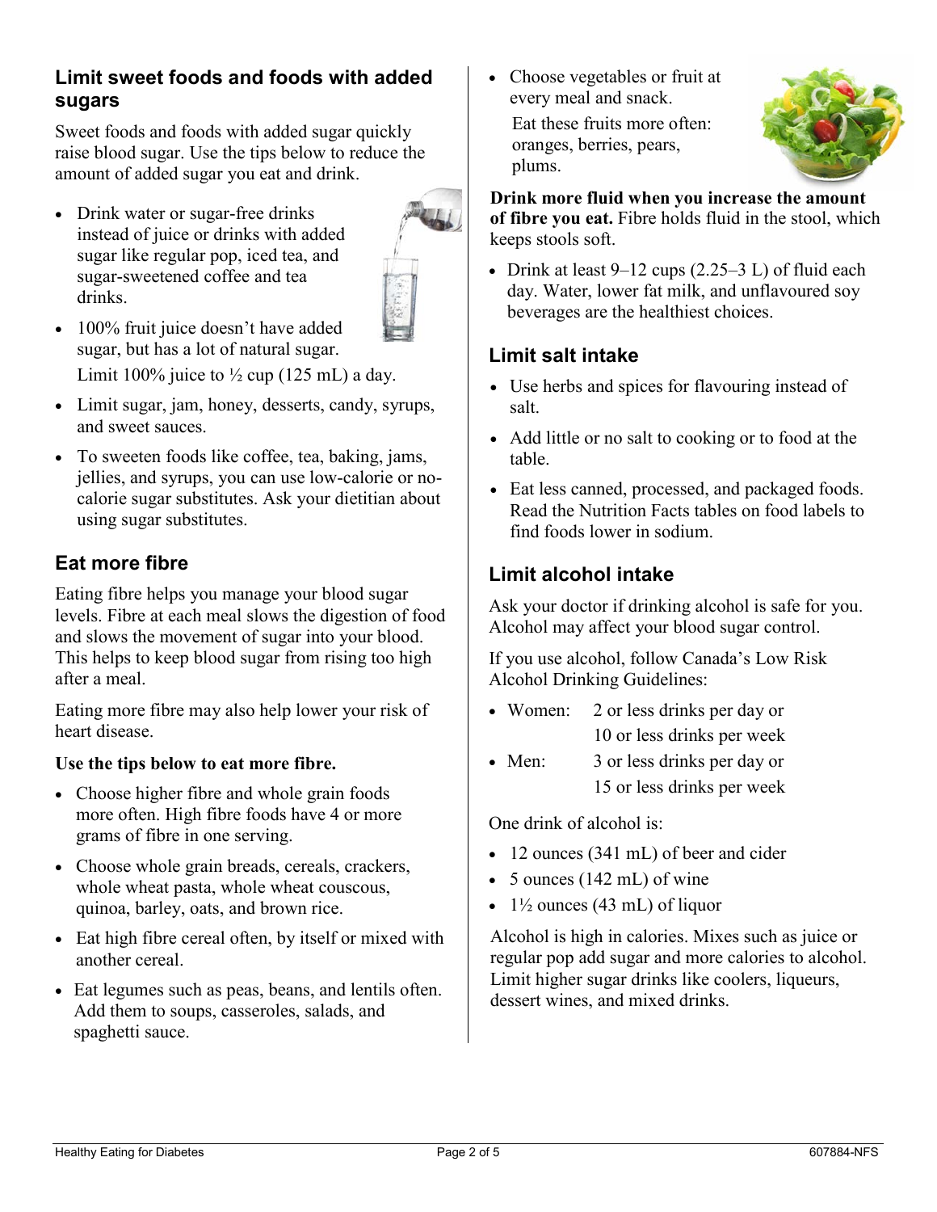## Limit sweet foods and foods with added sugars

Sweet foods and foods with added sugar quickly raise blood sugar. Use the tips below to reduce the amount of added sugar you eat and drink.

- Drink water or sugar-free drinks instead of juice or drinks with added sugar like regular pop, iced tea, and sugar-sweetened coffee and tea drinks.
- 100% fruit juice doesn't have added sugar, but has a lot of natural sugar. Limit 100% juice to ½ cup (125 mL) a day.
- Limit sugar, jam, honey, desserts, candy, syrups, and sweet sauces.
- To sweeten foods like coffee, tea, baking, jams, jellies, and syrups, you can use low-calorie or no-calorie sugar substitutes. Ask your dietitian about using sugar substitutes.

## Eat more fibre

Eating fibre helps you manage your blood sugar levels. Fibre at each meal slows the digestion of food and slows the movement of sugar into your blood. This helps to keep blood sugar from rising too high after a meal.

Eating more fibre may also help lower your risk of heart disease.

**Use the tips below to eat more fibre.**

- Choose higher fibre and whole grain foods more often. High fibre foods have 4 or more grams of fibre in one serving.
- Choose whole grain breads, cereals, crackers, whole wheat pasta, whole wheat couscous, quinoa, barley, oats, and brown rice.
- Eat high fibre cereal often, by itself or mixed with another cereal.
- Eat legumes such as peas, beans, and lentils often. Add them to soups, casseroles, salads, and spaghetti sauce.
- Choose vegetables or fruit at every meal and snack.

  Eat these fruits more often: oranges, berries, pears, plums.

**Drink more fluid when you increase the amount of fibre you eat.** Fibre holds fluid in the stool, which keeps stools soft.

- Drink at least 9–12 cups (2.25–3 L) of fluid each day. Water, lower fat milk, and unflavoured soy beverages are the healthiest choices.

## Limit salt intake

- Use herbs and spices for flavouring instead of salt.
- Add little or no salt to cooking or to food at the table.
- Eat less canned, processed, and packaged foods. Read the Nutrition Facts tables on food labels to find foods lower in sodium.

## Limit alcohol intake

Ask your doctor if drinking alcohol is safe for you. Alcohol may affect your blood sugar control.

If you use alcohol, follow Canada's Low Risk Alcohol Drinking Guidelines:

- Women: 2 or less drinks per day or 10 or less drinks per week
- Men: 3 or less drinks per day or 15 or less drinks per week

One drink of alcohol is:

- 12 ounces (341 mL) of beer and cider
- 5 ounces (142 mL) of wine
- 1½ ounces (43 mL) of liquor

Alcohol is high in calories. Mixes such as juice or regular pop add sugar and more calories to alcohol. Limit higher sugar drinks like coolers, liqueurs, dessert wines, and mixed drinks.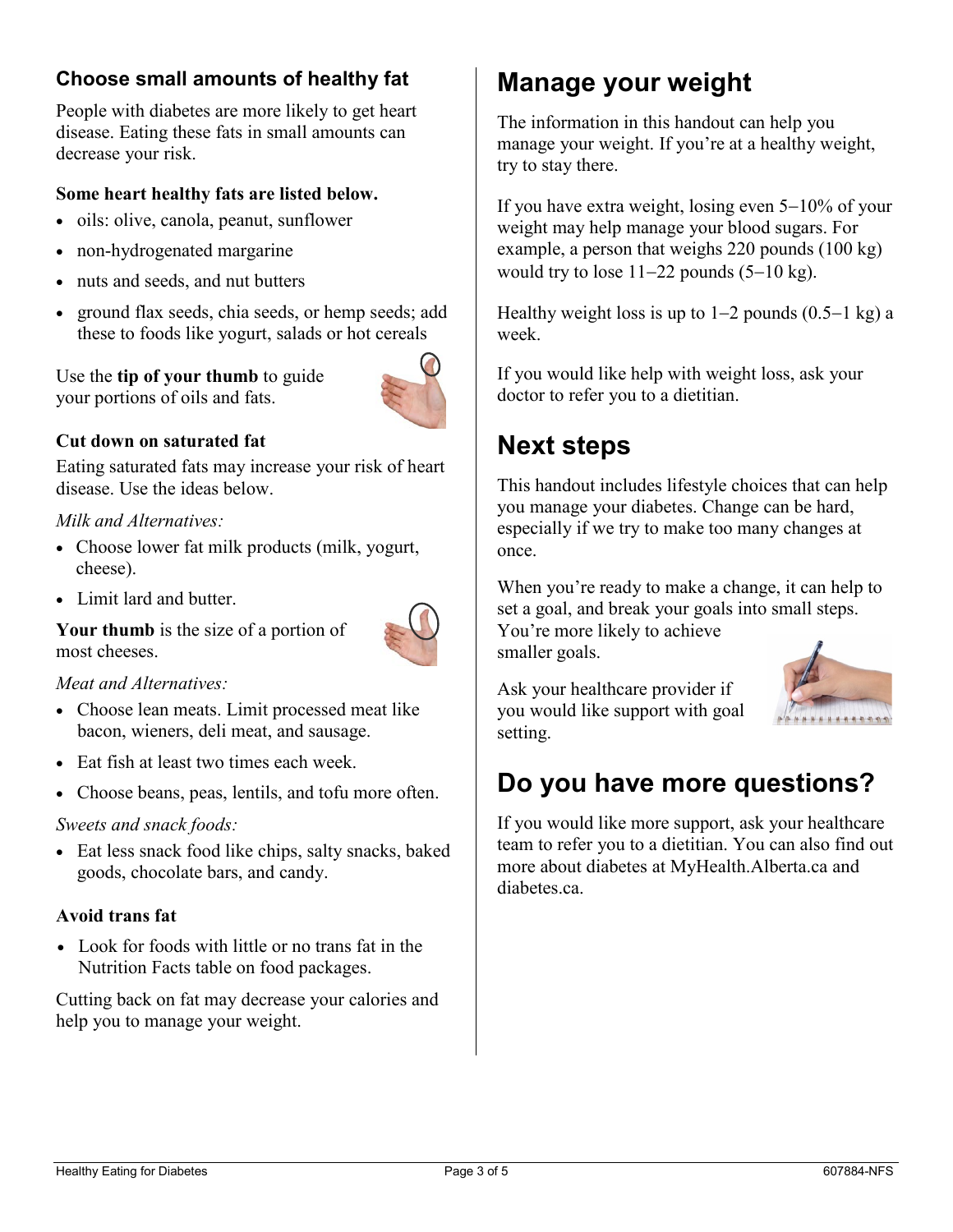### Choose small amounts of healthy fat

People with diabetes are more likely to get heart disease. Eating these fats in small amounts can decrease your risk.

**Some heart healthy fats are listed below.**

- oils: olive, canola, peanut, sunflower
- non-hydrogenated margarine
- nuts and seeds, and nut butters
- ground flax seeds, chia seeds, or hemp seeds; add these to foods like yogurt, salads or hot cereals

Use the **tip of your thumb** to guide your portions of oils and fats.

**Cut down on saturated fat**

Eating saturated fats may increase your risk of heart disease. Use the ideas below.

*Milk and Alternatives:*

- Choose lower fat milk products (milk, yogurt, cheese).
- Limit lard and butter.

**Your thumb** is the size of a portion of most cheeses.

*Meat and Alternatives:*

- Choose lean meats. Limit processed meat like bacon, wieners, deli meat, and sausage.
- Eat fish at least two times each week.
- Choose beans, peas, lentils, and tofu more often.

*Sweets and snack foods:*

- Eat less snack food like chips, salty snacks, baked goods, chocolate bars, and candy.

**Avoid trans fat**

- Look for foods with little or no trans fat in the Nutrition Facts table on food packages.

Cutting back on fat may decrease your calories and help you to manage your weight.

## Manage your weight

The information in this handout can help you manage your weight. If you're at a healthy weight, try to stay there.

If you have extra weight, losing even 5−10% of your weight may help manage your blood sugars. For example, a person that weighs 220 pounds (100 kg) would try to lose 11−22 pounds (5−10 kg).

Healthy weight loss is up to 1−2 pounds (0.5−1 kg) a week.

If you would like help with weight loss, ask your doctor to refer you to a dietitian.

## Next steps

This handout includes lifestyle choices that can help you manage your diabetes. Change can be hard, especially if we try to make too many changes at once.

When you're ready to make a change, it can help to set a goal, and break your goals into small steps. You're more likely to achieve smaller goals.

Ask your healthcare provider if you would like support with goal setting.

## Do you have more questions?

If you would like more support, ask your healthcare team to refer you to a dietitian. You can also find out more about diabetes at MyHealth.Alberta.ca and diabetes.ca.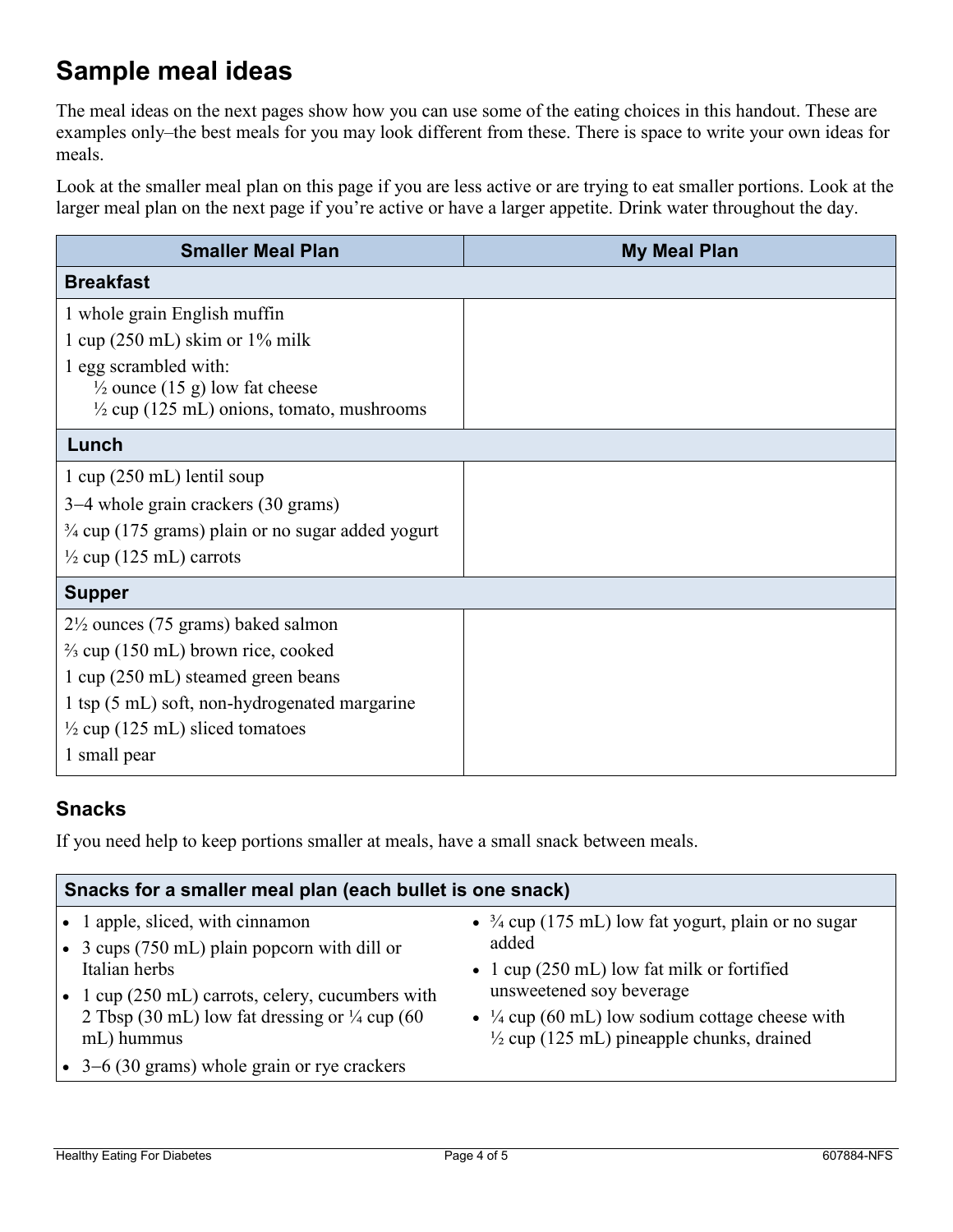## Sample meal ideas

The meal ideas on the next pages show how you can use some of the eating choices in this handout. These are examples only–the best meals for you may look different from these. There is space to write your own ideas for meals.

Look at the smaller meal plan on this page if you are less active or are trying to eat smaller portions. Look at the larger meal plan on the next page if you're active or have a larger appetite. Drink water throughout the day.

| Smaller Meal Plan | My Meal Plan |
|---|---|
| **Breakfast** | |
| 1 whole grain English muffin<br>1 cup (250 mL) skim or 1% milk<br>1 egg scrambled with:<br>½ ounce (15 g) low fat cheese<br>½ cup (125 mL) onions, tomato, mushrooms | |
| **Lunch** | |
| 1 cup (250 mL) lentil soup<br>3–4 whole grain crackers (30 grams)<br>¾ cup (175 grams) plain or no sugar added yogurt<br>½ cup (125 mL) carrots | |
| **Supper** | |
| 2½ ounces (75 grams) baked salmon<br>⅔ cup (150 mL) brown rice, cooked<br>1 cup (250 mL) steamed green beans<br>1 tsp (5 mL) soft, non-hydrogenated margarine<br>½ cup (125 mL) sliced tomatoes<br>1 small pear | |

### Snacks

If you need help to keep portions smaller at meals, have a small snack between meals.

**Snacks for a smaller meal plan (each bullet is one snack)**

- 1 apple, sliced, with cinnamon
- 3 cups (750 mL) plain popcorn with dill or Italian herbs
- 1 cup (250 mL) carrots, celery, cucumbers with 2 Tbsp (30 mL) low fat dressing or ¼ cup (60 mL) hummus
- 3–6 (30 grams) whole grain or rye crackers
- ¾ cup (175 mL) low fat yogurt, plain or no sugar added
- 1 cup (250 mL) low fat milk or fortified unsweetened soy beverage
- ¼ cup (60 mL) low sodium cottage cheese with ½ cup (125 mL) pineapple chunks, drained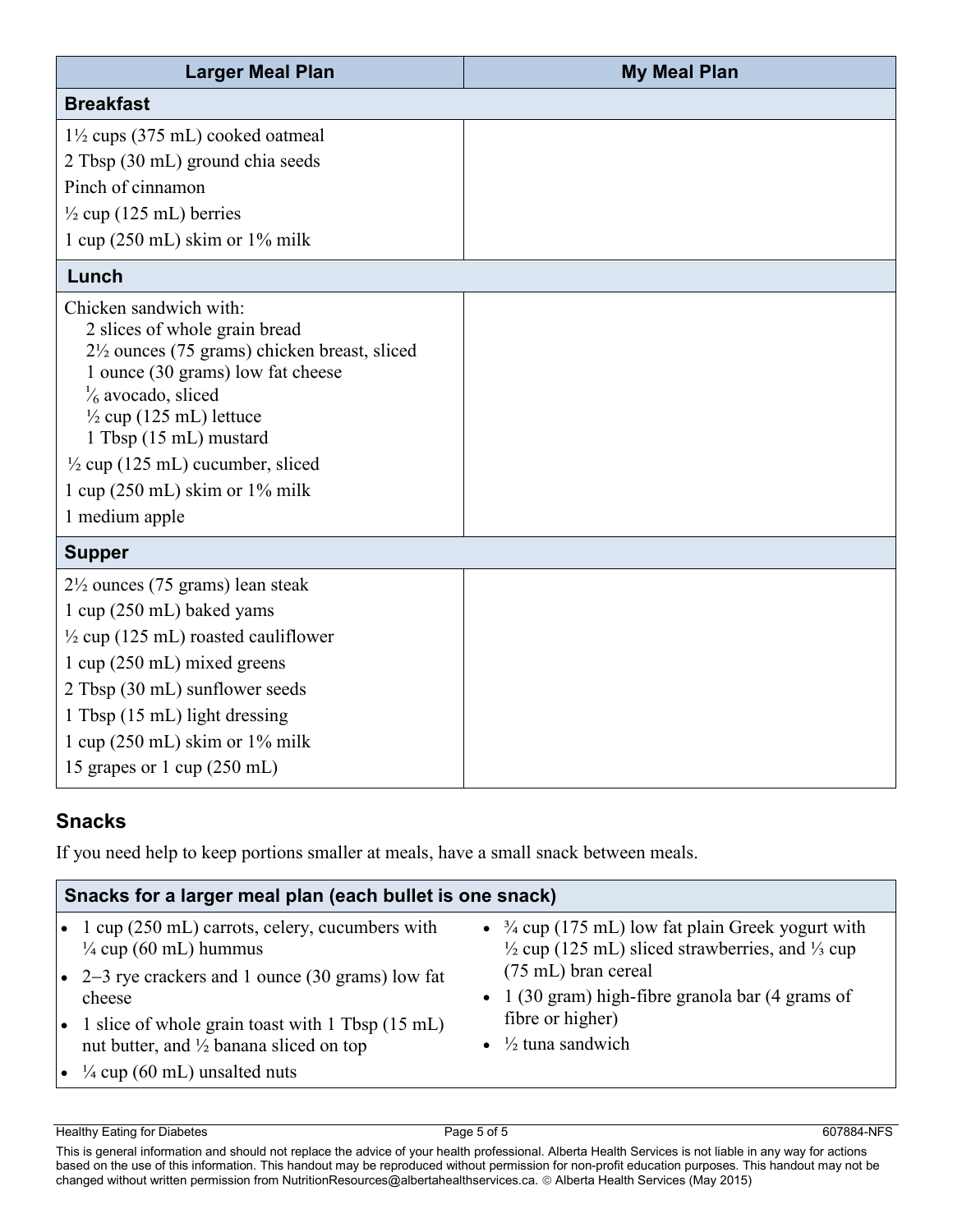| Larger Meal Plan | My Meal Plan |
|---|---|
| **Breakfast** | |
| 1½ cups (375 mL) cooked oatmeal<br>2 Tbsp (30 mL) ground chia seeds<br>Pinch of cinnamon<br>½ cup (125 mL) berries<br>1 cup (250 mL) skim or 1% milk | |
| **Lunch** | |
| Chicken sandwich with:<br>2 slices of whole grain bread<br>2½ ounces (75 grams) chicken breast, sliced<br>1 ounce (30 grams) low fat cheese<br>⅙ avocado, sliced<br>½ cup (125 mL) lettuce<br>1 Tbsp (15 mL) mustard<br>½ cup (125 mL) cucumber, sliced<br>1 cup (250 mL) skim or 1% milk<br>1 medium apple | |
| **Supper** | |
| 2½ ounces (75 grams) lean steak<br>1 cup (250 mL) baked yams<br>½ cup (125 mL) roasted cauliflower<br>1 cup (250 mL) mixed greens<br>2 Tbsp (30 mL) sunflower seeds<br>1 Tbsp (15 mL) light dressing<br>1 cup (250 mL) skim or 1% milk<br>15 grapes or 1 cup (250 mL) | |

## Snacks

If you need help to keep portions smaller at meals, have a small snack between meals.

### Snacks for a larger meal plan (each bullet is one snack)

- 1 cup (250 mL) carrots, celery, cucumbers with ¼ cup (60 mL) hummus
- 2–3 rye crackers and 1 ounce (30 grams) low fat cheese
- 1 slice of whole grain toast with 1 Tbsp (15 mL) nut butter, and ½ banana sliced on top
- ¼ cup (60 mL) unsalted nuts
- ¾ cup (175 mL) low fat plain Greek yogurt with ½ cup (125 mL) sliced strawberries, and ⅓ cup (75 mL) bran cereal
- 1 (30 gram) high-fibre granola bar (4 grams of fibre or higher)
- ½ tuna sandwich

This is general information and should not replace the advice of your health professional. Alberta Health Services is not liable in any way for actions based on the use of this information. This handout may be reproduced without permission for non-profit education purposes. This handout may not be changed without written permission from NutritionResources@albertahealthservices.ca. © Alberta Health Services (May 2015)